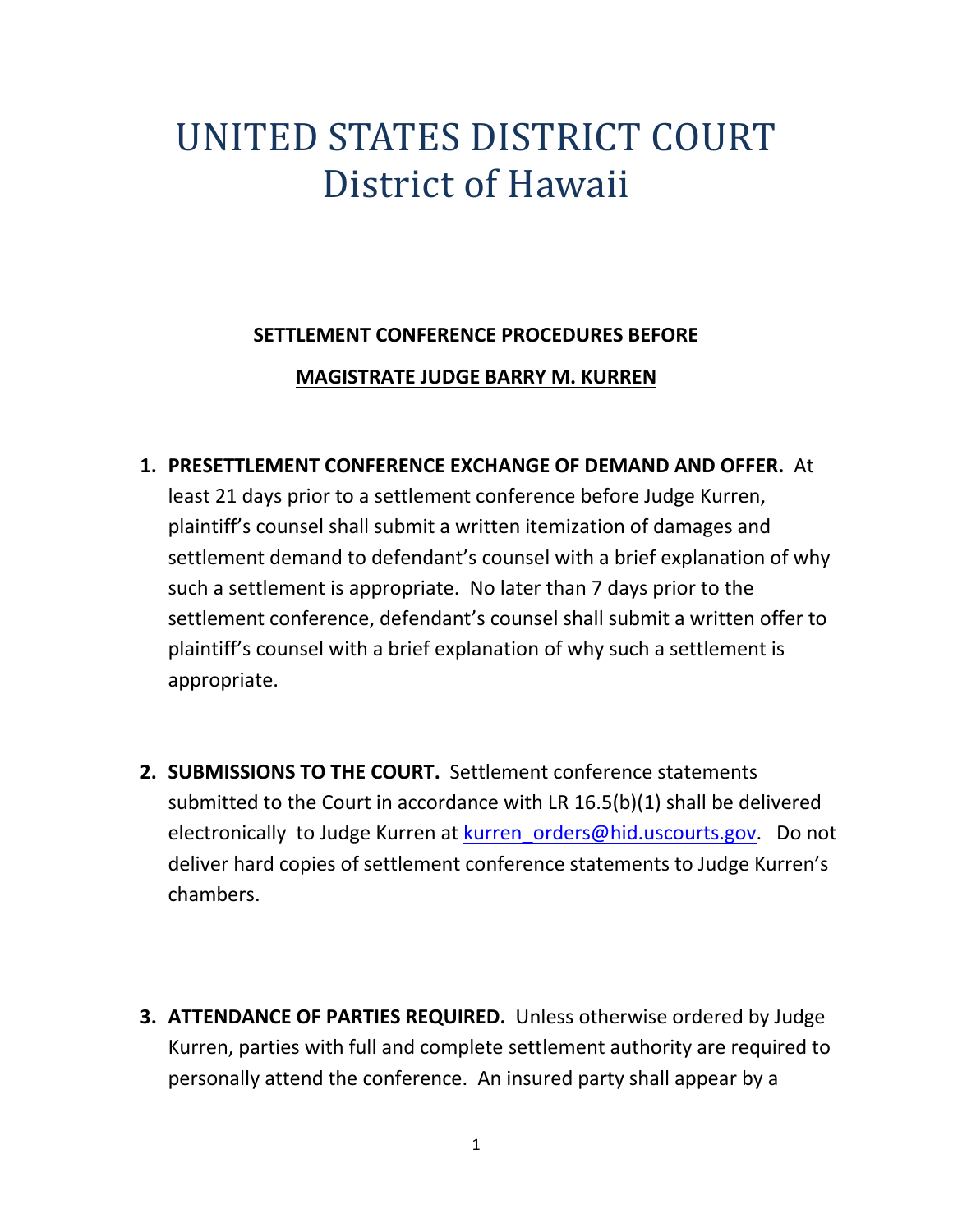# UNITED STATES DISTRICT COURT
# District of Hawaii

**SETTLEMENT CONFERENCE PROCEDURES BEFORE**

**MAGISTRATE JUDGE BARRY M. KURREN**

1. **PRESETTLEMENT CONFERENCE EXCHANGE OF DEMAND AND OFFER.** At least 21 days prior to a settlement conference before Judge Kurren, plaintiff's counsel shall submit a written itemization of damages and settlement demand to defendant's counsel with a brief explanation of why such a settlement is appropriate. No later than 7 days prior to the settlement conference, defendant's counsel shall submit a written offer to plaintiff's counsel with a brief explanation of why such a settlement is appropriate.

2. **SUBMISSIONS TO THE COURT.** Settlement conference statements submitted to the Court in accordance with LR 16.5(b)(1) shall be delivered electronically to Judge Kurren at kurren_orders@hid.uscourts.gov. Do not deliver hard copies of settlement conference statements to Judge Kurren's chambers.

3. **ATTENDANCE OF PARTIES REQUIRED.** Unless otherwise ordered by Judge Kurren, parties with full and complete settlement authority are required to personally attend the conference. An insured party shall appear by a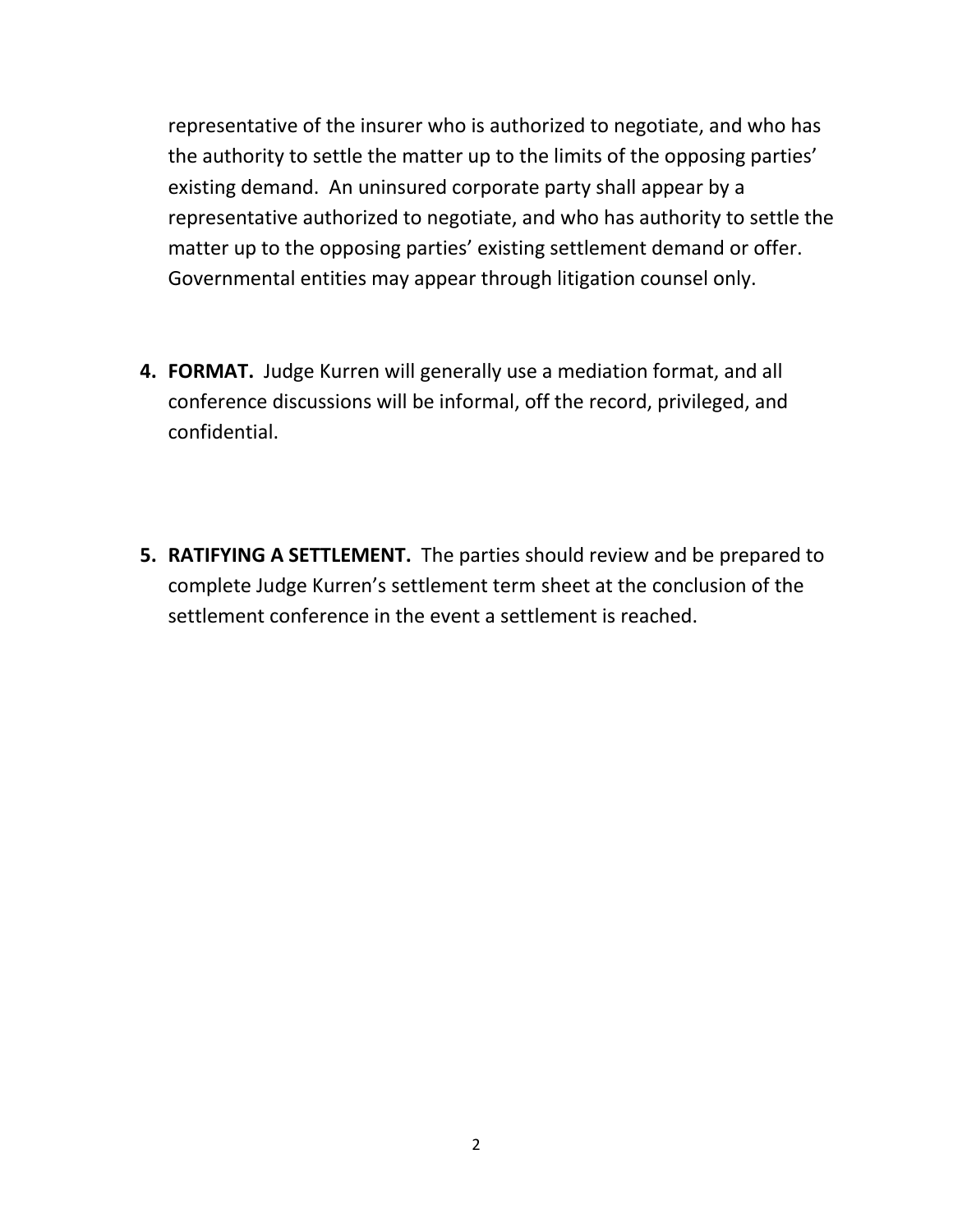representative of the insurer who is authorized to negotiate, and who has the authority to settle the matter up to the limits of the opposing parties' existing demand. An uninsured corporate party shall appear by a representative authorized to negotiate, and who has authority to settle the matter up to the opposing parties' existing settlement demand or offer. Governmental entities may appear through litigation counsel only.

4. **FORMAT.** Judge Kurren will generally use a mediation format, and all conference discussions will be informal, off the record, privileged, and confidential.

5. **RATIFYING A SETTLEMENT.** The parties should review and be prepared to complete Judge Kurren's settlement term sheet at the conclusion of the settlement conference in the event a settlement is reached.